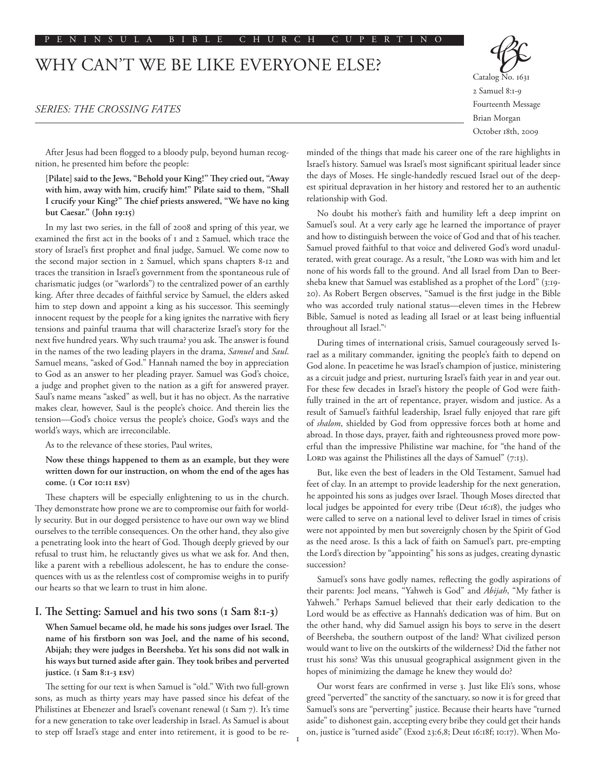# WHY CAN'T WE BE LIKE EVERYONE ELSE?

*SERIES: THE CROSSING FATES*

Catalog No. 1631
2 Samuel 8:1-9
Fourteenth Message
Brian Morgan
October 18th, 2009

After Jesus had been flogged to a bloody pulp, beyond human recognition, he presented him before the people:

**[Pilate] said to the Jews, "Behold your King!" They cried out, "Away with him, away with him, crucify him!" Pilate said to them, "Shall I crucify your King?" The chief priests answered, "We have no king but Caesar." (John 19:15)**

In my last two series, in the fall of 2008 and spring of this year, we examined the first act in the books of 1 and 2 Samuel, which trace the story of Israel's first prophet and final judge, Samuel. We come now to the second major section in 2 Samuel, which spans chapters 8-12 and traces the transition in Israel's government from the spontaneous rule of charismatic judges (or "warlords") to the centralized power of an earthly king. After three decades of faithful service by Samuel, the elders asked him to step down and appoint a king as his successor. This seemingly innocent request by the people for a king ignites the narrative with fiery tensions and painful trauma that will characterize Israel's story for the next five hundred years. Why such trauma? you ask. The answer is found in the names of the two leading players in the drama, *Samuel* and *Saul*. Samuel means, "asked of God." Hannah named the boy in appreciation to God as an answer to her pleading prayer. Samuel was God's choice, a judge and prophet given to the nation as a gift for answered prayer. Saul's name means "asked" as well, but it has no object. As the narrative makes clear, however, Saul is the people's choice. And therein lies the tension—God's choice versus the people's choice, God's ways and the world's ways, which are irreconcilable.

As to the relevance of these stories, Paul writes,

**Now these things happened to them as an example, but they were written down for our instruction, on whom the end of the ages has come. (1 Cor 10:11 ESV)**

These chapters will be especially enlightening to us in the church. They demonstrate how prone we are to compromise our faith for worldly security. But in our dogged persistence to have our own way we blind ourselves to the terrible consequences. On the other hand, they also give a penetrating look into the heart of God. Though deeply grieved by our refusal to trust him, he reluctantly gives us what we ask for. And then, like a parent with a rebellious adolescent, he has to endure the consequences with us as the relentless cost of compromise weighs in to purify our hearts so that we learn to trust in him alone.

## I. The Setting: Samuel and his two sons (1 Sam 8:1-3)

**When Samuel became old, he made his sons judges over Israel. The name of his firstborn son was Joel, and the name of his second, Abijah; they were judges in Beersheba. Yet his sons did not walk in his ways but turned aside after gain. They took bribes and perverted justice. (1 Sam 8:1-3 ESV)**

The setting for our text is when Samuel is "old." With two full-grown sons, as much as thirty years may have passed since his defeat of the Philistines at Ebenezer and Israel's covenant renewal (1 Sam 7). It's time for a new generation to take over leadership in Israel. As Samuel is about to step off Israel's stage and enter into retirement, it is good to be reminded of the things that made his career one of the rare highlights in Israel's history. Samuel was Israel's most significant spiritual leader since the days of Moses. He single-handedly rescued Israel out of the deepest spiritual depravation in her history and restored her to an authentic relationship with God.

No doubt his mother's faith and humility left a deep imprint on Samuel's soul. At a very early age he learned the importance of prayer and how to distinguish between the voice of God and that of his teacher. Samuel proved faithful to that voice and delivered God's word unadulterated, with great courage. As a result, "the Lord was with him and let none of his words fall to the ground. And all Israel from Dan to Beersheba knew that Samuel was established as a prophet of the Lord" (3:19-20). As Robert Bergen observes, "Samuel is the first judge in the Bible who was accorded truly national status—eleven times in the Hebrew Bible, Samuel is noted as leading all Israel or at least being influential throughout all Israel."[1]

During times of international crisis, Samuel courageously served Israel as a military commander, igniting the people's faith to depend on God alone. In peacetime he was Israel's champion of justice, ministering as a circuit judge and priest, nurturing Israel's faith year in and year out. For these few decades in Israel's history the people of God were faithfully trained in the art of repentance, prayer, wisdom and justice. As a result of Samuel's faithful leadership, Israel fully enjoyed that rare gift of *shalom*, shielded by God from oppressive forces both at home and abroad. In those days, prayer, faith and righteousness proved more powerful than the impressive Philistine war machine, for "the hand of the Lord was against the Philistines all the days of Samuel" (7:13).

But, like even the best of leaders in the Old Testament, Samuel had feet of clay. In an attempt to provide leadership for the next generation, he appointed his sons as judges over Israel. Though Moses directed that local judges be appointed for every tribe (Deut 16:18), the judges who were called to serve on a national level to deliver Israel in times of crisis were not appointed by men but sovereignly chosen by the Spirit of God as the need arose. Is this a lack of faith on Samuel's part, pre-empting the Lord's direction by "appointing" his sons as judges, creating dynastic succession?

Samuel's sons have godly names, reflecting the godly aspirations of their parents: Joel means, "Yahweh is God" and *Abijah*, "My father is Yahweh." Perhaps Samuel believed that their early dedication to the Lord would be as effective as Hannah's dedication was of him. But on the other hand, why did Samuel assign his boys to serve in the desert of Beersheba, the southern outpost of the land? What civilized person would want to live on the outskirts of the wilderness? Did the father not trust his sons? Was this unusual geographical assignment given in the hopes of minimizing the damage he knew they would do?

Our worst fears are confirmed in verse 3. Just like Eli's sons, whose greed "perverted" the sanctity of the sanctuary, so now it is for greed that Samuel's sons are "perverting" justice. Because their hearts have "turned aside" to dishonest gain, accepting every bribe they could get their hands on, justice is "turned aside" (Exod 23:6,8; Deut 16:18f; 10:17). When Mo-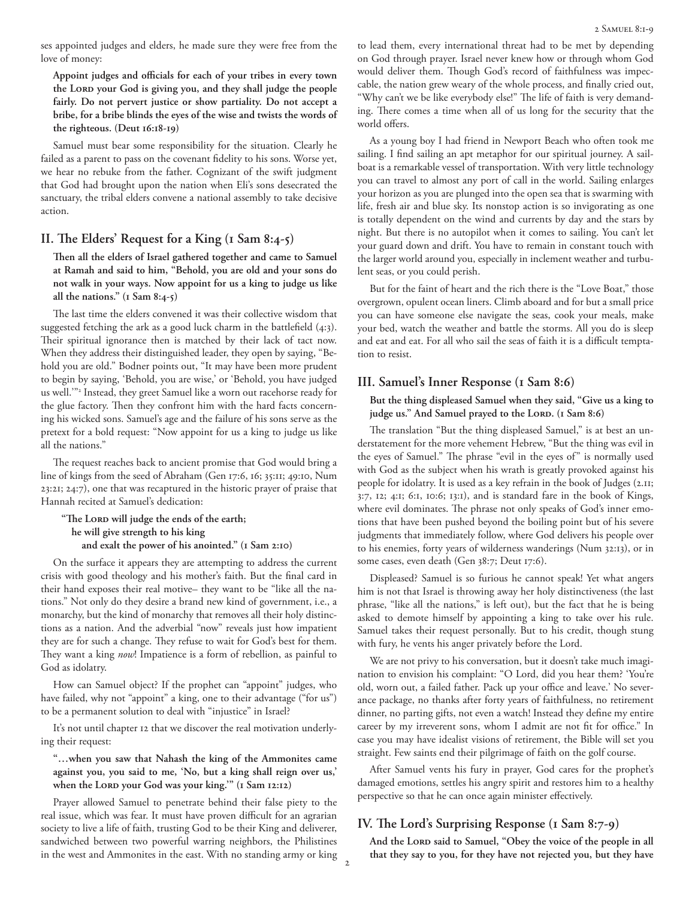ses appointed judges and elders, he made sure they were free from the love of money:

**Appoint judges and officials for each of your tribes in every town the Lord your God is giving you, and they shall judge the people fairly. Do not pervert justice or show partiality. Do not accept a bribe, for a bribe blinds the eyes of the wise and twists the words of the righteous. (Deut 16:18-19)**

Samuel must bear some responsibility for the situation. Clearly he failed as a parent to pass on the covenant fidelity to his sons. Worse yet, we hear no rebuke from the father. Cognizant of the swift judgment that God had brought upon the nation when Eli's sons desecrated the sanctuary, the tribal elders convene a national assembly to take decisive action.

## II. The Elders' Request for a King (1 Sam 8:4-5)

**Then all the elders of Israel gathered together and came to Samuel at Ramah and said to him, "Behold, you are old and your sons do not walk in your ways. Now appoint for us a king to judge us like all the nations." (1 Sam 8:4-5)**

The last time the elders convened it was their collective wisdom that suggested fetching the ark as a good luck charm in the battlefield (4:3). Their spiritual ignorance then is matched by their lack of tact now. When they address their distinguished leader, they open by saying, "Behold you are old." Bodner points out, "It may have been more prudent to begin by saying, 'Behold, you are wise,' or 'Behold, you have judged us well.'"[2] Instead, they greet Samuel like a worn out racehorse ready for the glue factory. Then they confront him with the hard facts concerning his wicked sons. Samuel's age and the failure of his sons serve as the pretext for a bold request: "Now appoint for us a king to judge us like all the nations."

The request reaches back to ancient promise that God would bring a line of kings from the seed of Abraham (Gen 17:6, 16; 35:11; 49:10, Num 23:21; 24:7), one that was recaptured in the historic prayer of praise that Hannah recited at Samuel's dedication:

**"The Lord will judge the ends of the earth;**
**he will give strength to his king**
**and exalt the power of his anointed." (1 Sam 2:10)**

On the surface it appears they are attempting to address the current crisis with good theology and his mother's faith. But the final card in their hand exposes their real motive– they want to be "like all the nations." Not only do they desire a brand new kind of government, i.e., a monarchy, but the kind of monarchy that removes all their holy distinctions as a nation. And the adverbial "now" reveals just how impatient they are for such a change. They refuse to wait for God's best for them. They want a king *now*! Impatience is a form of rebellion, as painful to God as idolatry.

How can Samuel object? If the prophet can "appoint" judges, who have failed, why not "appoint" a king, one to their advantage ("for us") to be a permanent solution to deal with "injustice" in Israel?

It's not until chapter 12 that we discover the real motivation underlying their request:

**"…when you saw that Nahash the king of the Ammonites came against you, you said to me, 'No, but a king shall reign over us,' when the Lord your God was your king.'" (1 Sam 12:12)**

Prayer allowed Samuel to penetrate behind their false piety to the real issue, which was fear. It must have proven difficult for an agrarian society to live a life of faith, trusting God to be their King and deliverer, sandwiched between two powerful warring neighbors, the Philistines in the west and Ammonites in the east. With no standing army or king to lead them, every international threat had to be met by depending on God through prayer. Israel never knew how or through whom God would deliver them. Though God's record of faithfulness was impeccable, the nation grew weary of the whole process, and finally cried out, "Why can't we be like everybody else!" The life of faith is very demanding. There comes a time when all of us long for the security that the world offers.

As a young boy I had friend in Newport Beach who often took me sailing. I find sailing an apt metaphor for our spiritual journey. A sailboat is a remarkable vessel of transportation. With very little technology you can travel to almost any port of call in the world. Sailing enlarges your horizon as you are plunged into the open sea that is swarming with life, fresh air and blue sky. Its nonstop action is so invigorating as one is totally dependent on the wind and currents by day and the stars by night. But there is no autopilot when it comes to sailing. You can't let your guard down and drift. You have to remain in constant touch with the larger world around you, especially in inclement weather and turbulent seas, or you could perish.

But for the faint of heart and the rich there is the "Love Boat," those overgrown, opulent ocean liners. Climb aboard and for but a small price you can have someone else navigate the seas, cook your meals, make your bed, watch the weather and battle the storms. All you do is sleep and eat and eat. For all who sail the seas of faith it is a difficult temptation to resist.

## III. Samuel's Inner Response (1 Sam 8:6)

**But the thing displeased Samuel when they said, "Give us a king to judge us." And Samuel prayed to the Lord. (1 Sam 8:6)**

The translation "But the thing displeased Samuel," is at best an understatement for the more vehement Hebrew, "But the thing was evil in the eyes of Samuel." The phrase "evil in the eyes of" is normally used with God as the subject when his wrath is greatly provoked against his people for idolatry. It is used as a key refrain in the book of Judges (2.11; 3:7, 12; 4:1; 6:1, 10:6; 13:1), and is standard fare in the book of Kings, where evil dominates. The phrase not only speaks of God's inner emotions that have been pushed beyond the boiling point but of his severe judgments that immediately follow, where God delivers his people over to his enemies, forty years of wilderness wanderings (Num 32:13), or in some cases, even death (Gen 38:7; Deut 17:6).

Displeased? Samuel is so furious he cannot speak! Yet what angers him is not that Israel is throwing away her holy distinctiveness (the last phrase, "like all the nations," is left out), but the fact that he is being asked to demote himself by appointing a king to take over his rule. Samuel takes their request personally. But to his credit, though stung with fury, he vents his anger privately before the Lord.

We are not privy to his conversation, but it doesn't take much imagination to envision his complaint: "O Lord, did you hear them? 'You're old, worn out, a failed father. Pack up your office and leave.' No severance package, no thanks after forty years of faithfulness, no retirement dinner, no parting gifts, not even a watch! Instead they define my entire career by my irreverent sons, whom I admit are not fit for office." In case you may have idealist visions of retirement, the Bible will set you straight. Few saints end their pilgrimage of faith on the golf course.

After Samuel vents his fury in prayer, God cares for the prophet's damaged emotions, settles his angry spirit and restores him to a healthy perspective so that he can once again minister effectively.

## IV. The Lord's Surprising Response (1 Sam 8:7-9)

**And the Lord said to Samuel, "Obey the voice of the people in all that they say to you, for they have not rejected you, but they have**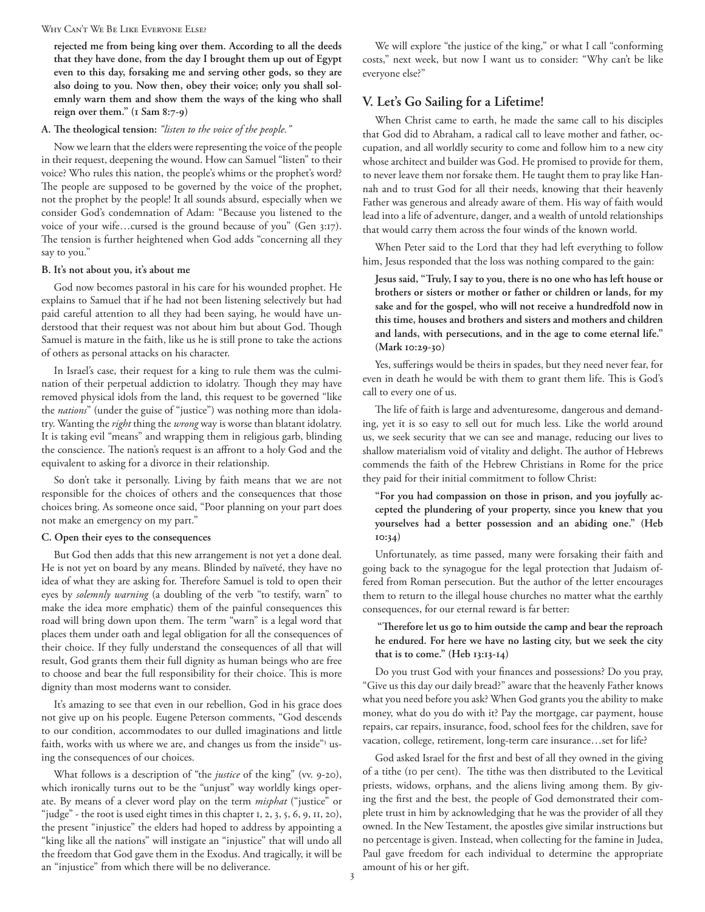**rejected me from being king over them. According to all the deeds that they have done, from the day I brought them up out of Egypt even to this day, forsaking me and serving other gods, so they are also doing to you. Now then, obey their voice; only you shall solemnly warn them and show them the ways of the king who shall reign over them." (1 Sam 8:7-9)**

#### A. The theological tension: *"listen to the voice of the people."*

Now we learn that the elders were representing the voice of the people in their request, deepening the wound. How can Samuel "listen" to their voice? Who rules this nation, the people's whims or the prophet's word? The people are supposed to be governed by the voice of the prophet, not the prophet by the people! It all sounds absurd, especially when we consider God's condemnation of Adam: "Because you listened to the voice of your wife…cursed is the ground because of you" (Gen 3:17). The tension is further heightened when God adds "concerning all they say to you."

#### B. It's not about you, it's about me

God now becomes pastoral in his care for his wounded prophet. He explains to Samuel that if he had not been listening selectively but had paid careful attention to all they had been saying, he would have understood that their request was not about him but about God. Though Samuel is mature in the faith, like us he is still prone to take the actions of others as personal attacks on his character.

In Israel's case, their request for a king to rule them was the culmination of their perpetual addiction to idolatry. Though they may have removed physical idols from the land, this request to be governed "like the *nations*" (under the guise of "justice") was nothing more than idolatry. Wanting the *right* thing the *wrong* way is worse than blatant idolatry. It is taking evil "means" and wrapping them in religious garb, blinding the conscience. The nation's request is an affront to a holy God and the equivalent to asking for a divorce in their relationship.

So don't take it personally. Living by faith means that we are not responsible for the choices of others and the consequences that those choices bring. As someone once said, "Poor planning on your part does not make an emergency on my part."

#### C. Open their eyes to the consequences

But God then adds that this new arrangement is not yet a done deal. He is not yet on board by any means. Blinded by naïveté, they have no idea of what they are asking for. Therefore Samuel is told to open their eyes by *solemnly warning* (a doubling of the verb "to testify, warn" to make the idea more emphatic) them of the painful consequences this road will bring down upon them. The term "warn" is a legal word that places them under oath and legal obligation for all the consequences of their choice. If they fully understand the consequences of all that will result, God grants them their full dignity as human beings who are free to choose and bear the full responsibility for their choice. This is more dignity than most moderns want to consider.

It's amazing to see that even in our rebellion, God in his grace does not give up on his people. Eugene Peterson comments, "God descends to our condition, accommodates to our dulled imaginations and little faith, works with us where we are, and changes us from the inside"[3] using the consequences of our choices.

What follows is a description of "the *justice* of the king" (vv. 9-20), which ironically turns out to be the "unjust" way worldly kings operate. By means of a clever word play on the term *misphat* ("justice" or "judge" - the root is used eight times in this chapter 1, 2, 3, 5, 6, 9, 11, 20), the present "injustice" the elders had hoped to address by appointing a "king like all the nations" will instigate an "injustice" that will undo all the freedom that God gave them in the Exodus. And tragically, it will be an "injustice" from which there will be no deliverance.

We will explore "the justice of the king," or what I call "conforming costs," next week, but now I want us to consider: "Why can't be like everyone else?"

## V. Let's Go Sailing for a Lifetime!

When Christ came to earth, he made the same call to his disciples that God did to Abraham, a radical call to leave mother and father, occupation, and all worldly security to come and follow him to a new city whose architect and builder was God. He promised to provide for them, to never leave them nor forsake them. He taught them to pray like Hannah and to trust God for all their needs, knowing that their heavenly Father was generous and already aware of them. His way of faith would lead into a life of adventure, danger, and a wealth of untold relationships that would carry them across the four winds of the known world.

When Peter said to the Lord that they had left everything to follow him, Jesus responded that the loss was nothing compared to the gain:

**Jesus said, "Truly, I say to you, there is no one who has left house or brothers or sisters or mother or father or children or lands, for my sake and for the gospel, who will not receive a hundredfold now in this time, houses and brothers and sisters and mothers and children and lands, with persecutions, and in the age to come eternal life." (Mark 10:29-30)**

Yes, sufferings would be theirs in spades, but they need never fear, for even in death he would be with them to grant them life. This is God's call to every one of us.

The life of faith is large and adventuresome, dangerous and demanding, yet it is so easy to sell out for much less. Like the world around us, we seek security that we can see and manage, reducing our lives to shallow materialism void of vitality and delight. The author of Hebrews commends the faith of the Hebrew Christians in Rome for the price they paid for their initial commitment to follow Christ:

**"For you had compassion on those in prison, and you joyfully accepted the plundering of your property, since you knew that you yourselves had a better possession and an abiding one." (Heb 10:34)**

Unfortunately, as time passed, many were forsaking their faith and going back to the synagogue for the legal protection that Judaism offered from Roman persecution. But the author of the letter encourages them to return to the illegal house churches no matter what the earthly consequences, for our eternal reward is far better:

**"Therefore let us go to him outside the camp and bear the reproach he endured. For here we have no lasting city, but we seek the city that is to come." (Heb 13:13-14)**

Do you trust God with your finances and possessions? Do you pray, "Give us this day our daily bread?" aware that the heavenly Father knows what you need before you ask? When God grants you the ability to make money, what do you do with it? Pay the mortgage, car payment, house repairs, car repairs, insurance, food, school fees for the children, save for vacation, college, retirement, long-term care insurance…set for life?

God asked Israel for the first and best of all they owned in the giving of a tithe (10 per cent). The tithe was then distributed to the Levitical priests, widows, orphans, and the aliens living among them. By giving the first and the best, the people of God demonstrated their complete trust in him by acknowledging that he was the provider of all they owned. In the New Testament, the apostles give similar instructions but no percentage is given. Instead, when collecting for the famine in Judea, Paul gave freedom for each individual to determine the appropriate amount of his or her gift.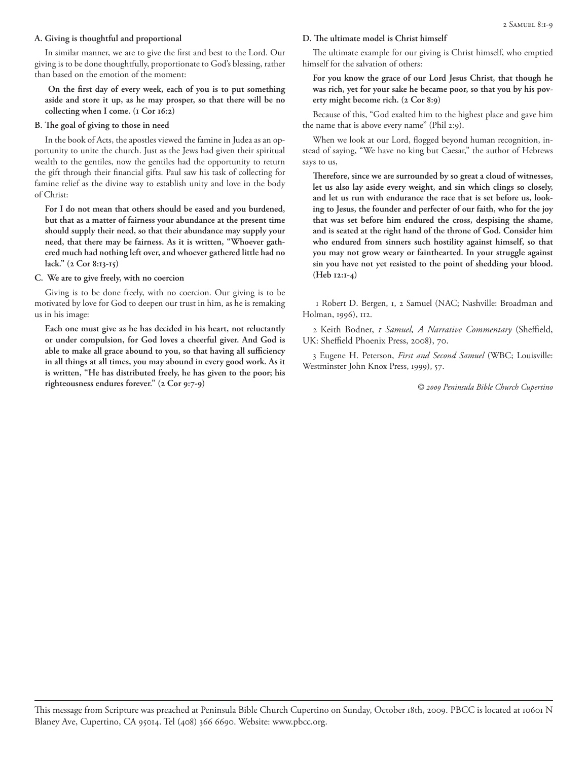**A. Giving is thoughtful and proportional**

In similar manner, we are to give the first and best to the Lord. Our giving is to be done thoughtfully, proportionate to God's blessing, rather than based on the emotion of the moment:

> **On the first day of every week, each of you is to put something aside and store it up, as he may prosper, so that there will be no collecting when I come. (1 Cor 16:2)**

**B. The goal of giving to those in need**

In the book of Acts, the apostles viewed the famine in Judea as an opportunity to unite the church. Just as the Jews had given their spiritual wealth to the gentiles, now the gentiles had the opportunity to return the gift through their financial gifts. Paul saw his task of collecting for famine relief as the divine way to establish unity and love in the body of Christ:

> **For I do not mean that others should be eased and you burdened, but that as a matter of fairness your abundance at the present time should supply their need, so that their abundance may supply your need, that there may be fairness. As it is written, "Whoever gathered much had nothing left over, and whoever gathered little had no lack." (2 Cor 8:13-15)**

**C. We are to give freely, with no coercion**

Giving is to be done freely, with no coercion. Our giving is to be motivated by love for God to deepen our trust in him, as he is remaking us in his image:

> **Each one must give as he has decided in his heart, not reluctantly or under compulsion, for God loves a cheerful giver. And God is able to make all grace abound to you, so that having all sufficiency in all things at all times, you may abound in every good work. As it is written, "He has distributed freely, he has given to the poor; his righteousness endures forever." (2 Cor 9:7-9)**

**D. The ultimate model is Christ himself**

The ultimate example for our giving is Christ himself, who emptied himself for the salvation of others:

> **For you know the grace of our Lord Jesus Christ, that though he was rich, yet for your sake he became poor, so that you by his poverty might become rich. (2 Cor 8:9)**

Because of this, "God exalted him to the highest place and gave him the name that is above every name" (Phil 2:9).

When we look at our Lord, flogged beyond human recognition, instead of saying, "We have no king but Caesar," the author of Hebrews says to us,

> **Therefore, since we are surrounded by so great a cloud of witnesses, let us also lay aside every weight, and sin which clings so closely, and let us run with endurance the race that is set before us, looking to Jesus, the founder and perfecter of our faith, who for the joy that was set before him endured the cross, despising the shame, and is seated at the right hand of the throne of God. Consider him who endured from sinners such hostility against himself, so that you may not grow weary or fainthearted. In your struggle against sin you have not yet resisted to the point of shedding your blood. (Heb 12:1-4)**

1 Robert D. Bergen, 1, 2 Samuel (NAC; Nashville: Broadman and Holman, 1996), 112.

2 Keith Bodner, *1 Samuel, A Narrative Commentary* (Sheffield, UK: Sheffield Phoenix Press, 2008), 70.

3 Eugene H. Peterson, *First and Second Samuel* (WBC; Louisville: Westminster John Knox Press, 1999), 57.

*© 2009 Peninsula Bible Church Cupertino*

This message from Scripture was preached at Peninsula Bible Church Cupertino on Sunday, October 18th, 2009. PBCC is located at 10601 N Blaney Ave, Cupertino, CA 95014. Tel (408) 366 6690. Website: www.pbcc.org.